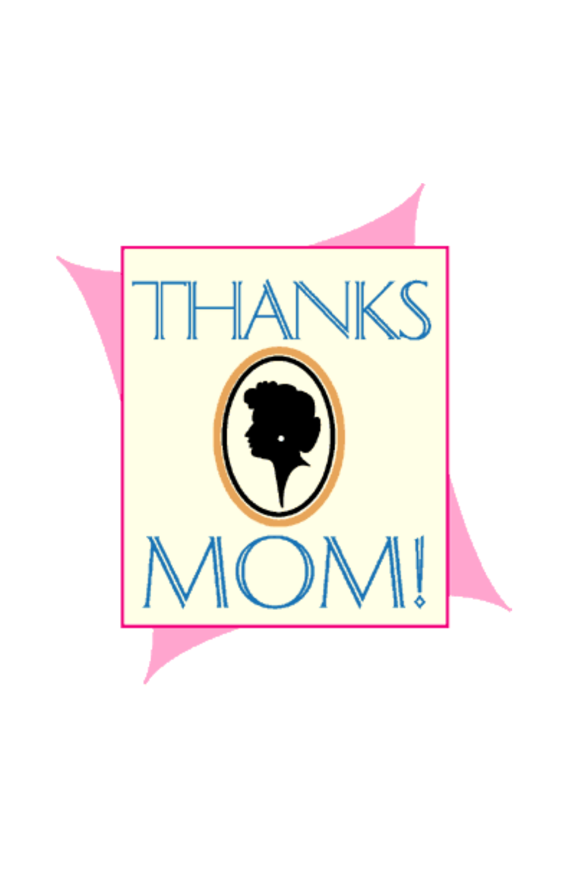# THANKS

# MOM!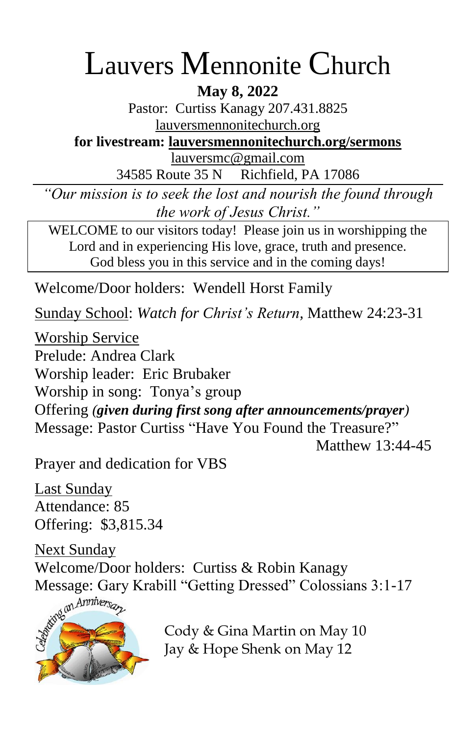# Lauvers Mennonite Church

**May 8, 2022**

Pastor: Curtiss Kanagy 207.431.8825

lauversmennonitechurch.org

**for livestream: lauversmennonitechurch.org/sermons**

lauversmc@gmail.com

34585 Route 35 N  Richfield, PA 17086

---

*"Our mission is to seek the lost and nourish the found through the work of Jesus Christ."*

WELCOME to our visitors today! Please join us in worshipping the Lord and in experiencing His love, grace, truth and presence. God bless you in this service and in the coming days!

Welcome/Door holders: Wendell Horst Family

Sunday School: *Watch for Christ's Return*, Matthew 24:23-31

Worship Service

Prelude: Andrea Clark

Worship leader: Eric Brubaker

Worship in song: Tonya's group

Offering ***(given during first song after announcements/prayer)***

Message: Pastor Curtiss "Have You Found the Treasure?" Matthew 13:44-45

Prayer and dedication for VBS

Last Sunday

Attendance: 85

Offering: $3,815.34

Next Sunday

Welcome/Door holders: Curtiss & Robin Kanagy

Message: Gary Krabill "Getting Dressed" Colossians 3:1-17

Celebrating an Anniversary

Cody & Gina Martin on May 10

Jay & Hope Shenk on May 12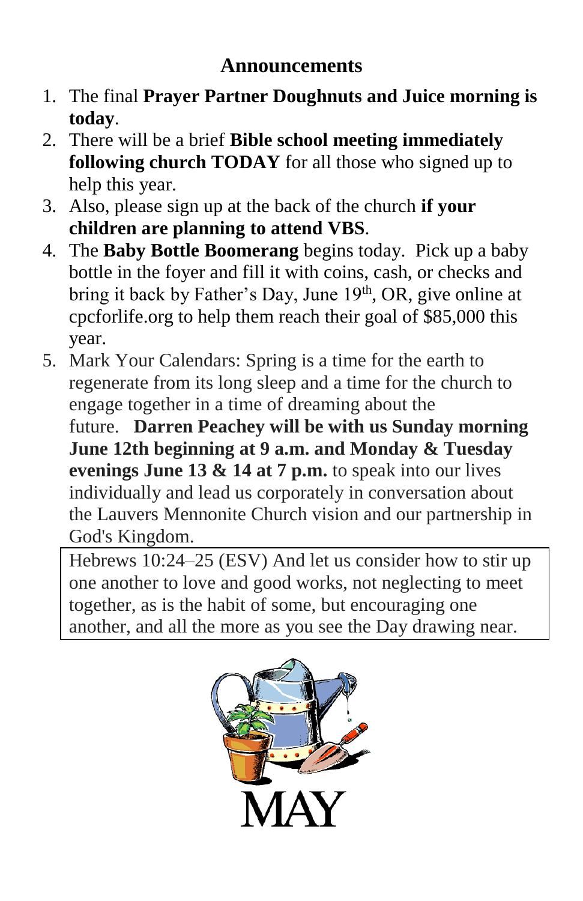## Announcements

1. The final **Prayer Partner Doughnuts and Juice morning is today**.
2. There will be a brief **Bible school meeting immediately following church TODAY** for all those who signed up to help this year.
3. Also, please sign up at the back of the church **if your children are planning to attend VBS**.
4. The **Baby Bottle Boomerang** begins today. Pick up a baby bottle in the foyer and fill it with coins, cash, or checks and bring it back by Father's Day, June 19th, OR, give online at cpcforlife.org to help them reach their goal of $85,000 this year.
5. Mark Your Calendars: Spring is a time for the earth to regenerate from its long sleep and a time for the church to engage together in a time of dreaming about the future. **Darren Peachey will be with us Sunday morning June 12th beginning at 9 a.m. and Monday & Tuesday evenings June 13 & 14 at 7 p.m.** to speak into our lives individually and lead us corporately in conversation about the Lauvers Mennonite Church vision and our partnership in God's Kingdom.

> Hebrews 10:24–25 (ESV) And let us consider how to stir up one another to love and good works, not neglecting to meet together, as is the habit of some, but encouraging one another, and all the more as you see the Day drawing near.

MAY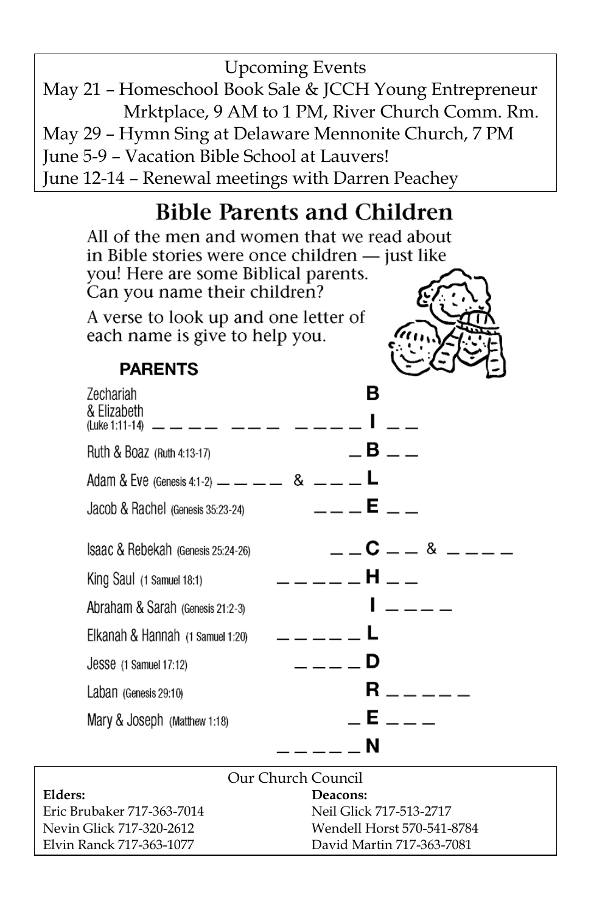Upcoming Events

May 21 – Homeschool Book Sale & JCCH Young Entrepreneur Mrktplace, 9 AM to 1 PM, River Church Comm. Rm.
May 29 – Hymn Sing at Delaware Mennonite Church, 7 PM
June 5-9 – Vacation Bible School at Lauvers!
June 12-14 – Renewal meetings with Darren Peachey

## Bible Parents and Children

All of the men and women that we read about in Bible stories were once children — just like you! Here are some Biblical parents. Can you name their children?

A verse to look up and one letter of each name is give to help you.

**PARENTS**

Zechariah & Elizabeth (Luke 1:11-14) _ _ _ _ _ _ _ _ _ _ _ I _ _

Ruth & Boaz (Ruth 4:13-17) _ B _ _

Adam & Eve (Genesis 4:1-2) _ _ _ _ & _ _ _ L

Jacob & Rachel (Genesis 35:23-24) _ _ _ E _ _

Isaac & Rebekah (Genesis 25:24-26) _ _ C _ _ & _ _ _ _

King Saul (1 Samuel 18:1) _ _ _ _ _ H _ _

Abraham & Sarah (Genesis 21:2-3) I _ _ _ _

Elkanah & Hannah (1 Samuel 1:20) _ _ _ _ _ L

Jesse (1 Samuel 17:12) _ _ _ _ D

Laban (Genesis 29:10) R _ _ _ _ _

Mary & Joseph (Matthew 1:18) _ E _ _ _

_ _ _ _ _ N

Our Church Council

| Elders: | Deacons: |
|---|---|
| Eric Brubaker 717-363-7014 | Neil Glick 717-513-2717 |
| Nevin Glick 717-320-2612 | Wendell Horst 570-541-8784 |
| Elvin Ranck 717-363-1077 | David Martin 717-363-7081 |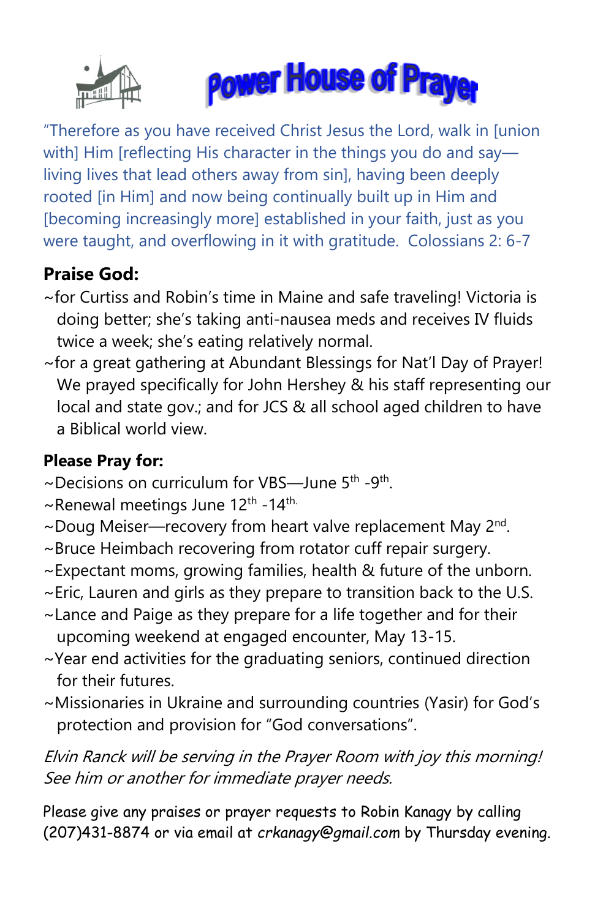# Power House of Prayer

"Therefore as you have received Christ Jesus the Lord, walk in [union with] Him [reflecting His character in the things you do and say—living lives that lead others away from sin], having been deeply rooted [in Him] and now being continually built up in Him and [becoming increasingly more] established in your faith, just as you were taught, and overflowing in it with gratitude. Colossians 2: 6-7

**Praise God:**

~for Curtiss and Robin's time in Maine and safe traveling! Victoria is doing better; she's taking anti-nausea meds and receives IV fluids twice a week; she's eating relatively normal.

~for a great gathering at Abundant Blessings for Nat'l Day of Prayer! We prayed specifically for John Hershey & his staff representing our local and state gov.; and for JCS & all school aged children to have a Biblical world view.

**Please Pray for:**

~Decisions on curriculum for VBS—June 5th -9th.

~Renewal meetings June 12th -14th.

~Doug Meiser—recovery from heart valve replacement May 2nd.

~Bruce Heimbach recovering from rotator cuff repair surgery.

~Expectant moms, growing families, health & future of the unborn.

~Eric, Lauren and girls as they prepare to transition back to the U.S.

~Lance and Paige as they prepare for a life together and for their upcoming weekend at engaged encounter, May 13-15.

~Year end activities for the graduating seniors, continued direction for their futures.

~Missionaries in Ukraine and surrounding countries (Yasir) for God's protection and provision for "God conversations".

*Elvin Ranck will be serving in the Prayer Room with joy this morning! See him or another for immediate prayer needs.*

Please give any praises or prayer requests to Robin Kanagy by calling (207)431-8874 or via email at *crkanagy@gmail.com* by Thursday evening.